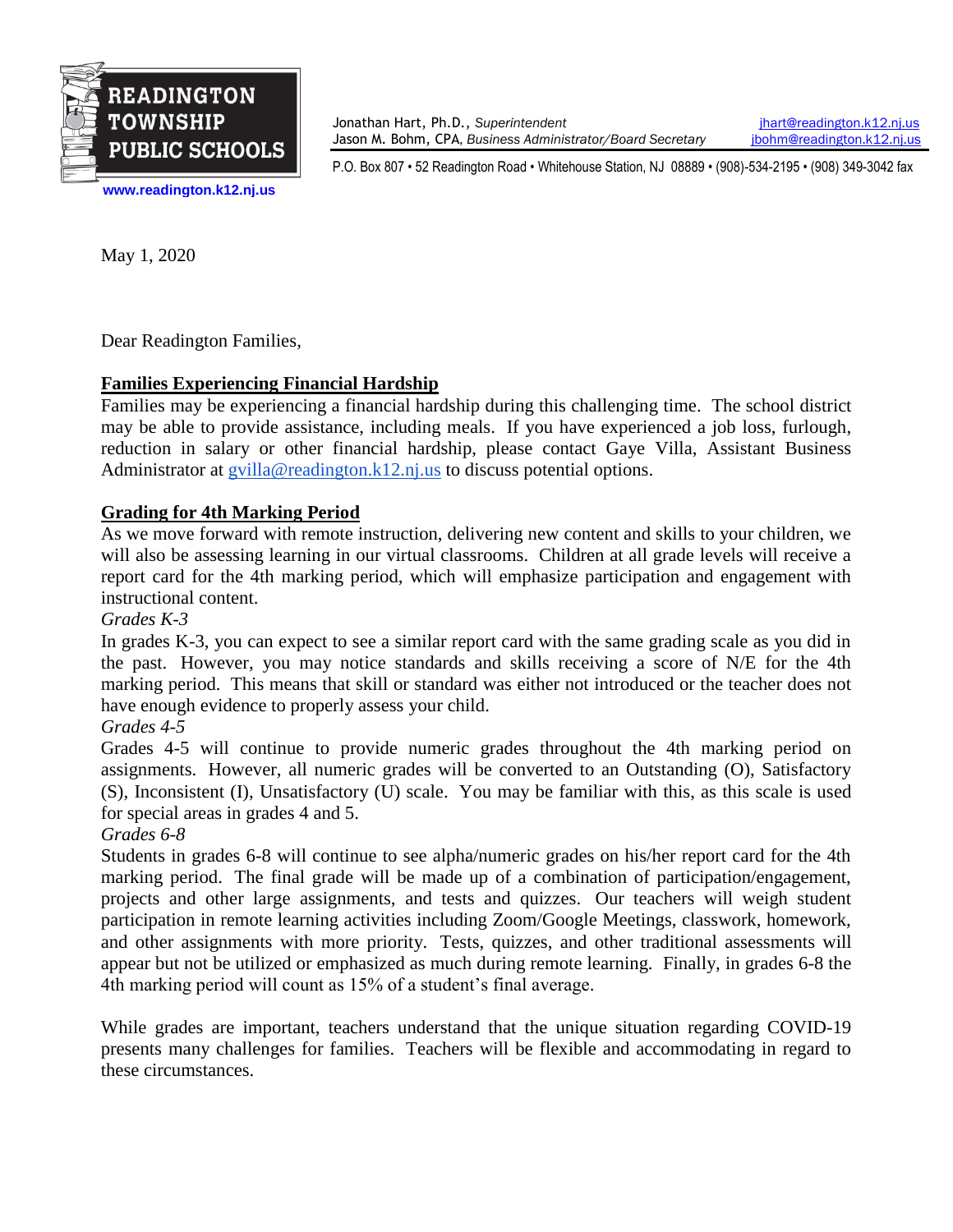**READINGTON TOWNSHIP PUBLIC SCHOOLS**

www.readington.k12.nj.us

Jonathan Hart, Ph.D., *Superintendent* — jhart@readington.k12.nj.us
Jason M. Bohm, CPA, *Business Administrator/Board Secretary* — jbohm@readington.k12.nj.us

P.O. Box 807 • 52 Readington Road • Whitehouse Station, NJ 08889 • (908)-534-2195 • (908) 349-3042 fax

May 1, 2020

Dear Readington Families,

**Families Experiencing Financial Hardship**

Families may be experiencing a financial hardship during this challenging time. The school district may be able to provide assistance, including meals. If you have experienced a job loss, furlough, reduction in salary or other financial hardship, please contact Gaye Villa, Assistant Business Administrator at gvilla@readington.k12.nj.us to discuss potential options.

**Grading for 4th Marking Period**

As we move forward with remote instruction, delivering new content and skills to your children, we will also be assessing learning in our virtual classrooms. Children at all grade levels will receive a report card for the 4th marking period, which will emphasize participation and engagement with instructional content.

*Grades K-3*

In grades K-3, you can expect to see a similar report card with the same grading scale as you did in the past. However, you may notice standards and skills receiving a score of N/E for the 4th marking period. This means that skill or standard was either not introduced or the teacher does not have enough evidence to properly assess your child.

*Grades 4-5*

Grades 4-5 will continue to provide numeric grades throughout the 4th marking period on assignments. However, all numeric grades will be converted to an Outstanding (O), Satisfactory (S), Inconsistent (I), Unsatisfactory (U) scale. You may be familiar with this, as this scale is used for special areas in grades 4 and 5.

*Grades 6-8*

Students in grades 6-8 will continue to see alpha/numeric grades on his/her report card for the 4th marking period. The final grade will be made up of a combination of participation/engagement, projects and other large assignments, and tests and quizzes. Our teachers will weigh student participation in remote learning activities including Zoom/Google Meetings, classwork, homework, and other assignments with more priority. Tests, quizzes, and other traditional assessments will appear but not be utilized or emphasized as much during remote learning. Finally, in grades 6-8 the 4th marking period will count as 15% of a student's final average.

While grades are important, teachers understand that the unique situation regarding COVID-19 presents many challenges for families. Teachers will be flexible and accommodating in regard to these circumstances.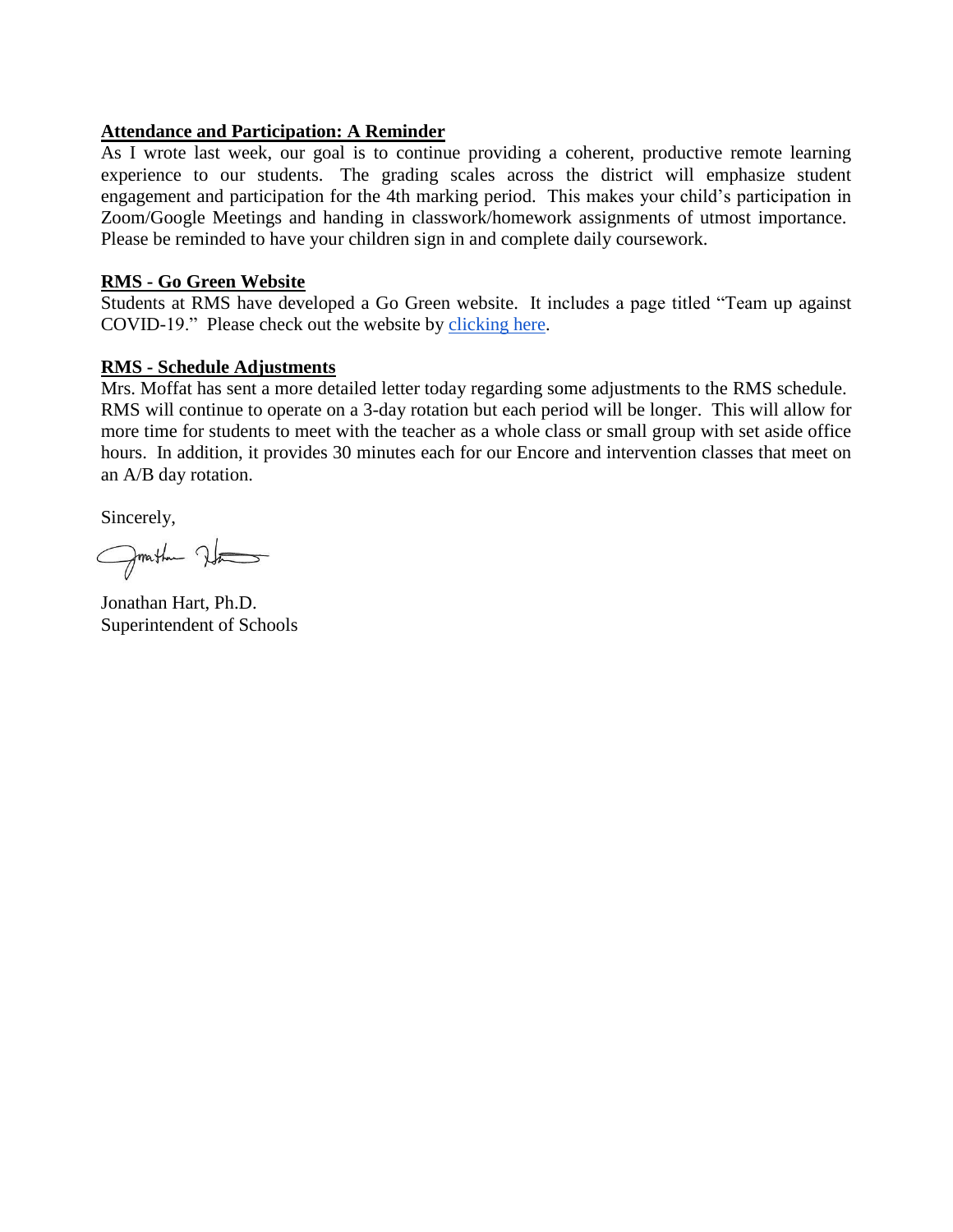**Attendance and Participation: A Reminder**

As I wrote last week, our goal is to continue providing a coherent, productive remote learning experience to our students. The grading scales across the district will emphasize student engagement and participation for the 4th marking period. This makes your child's participation in Zoom/Google Meetings and handing in classwork/homework assignments of utmost importance. Please be reminded to have your children sign in and complete daily coursework.

**RMS - Go Green Website**

Students at RMS have developed a Go Green website. It includes a page titled "Team up against COVID-19." Please check out the website by clicking here.

**RMS - Schedule Adjustments**

Mrs. Moffat has sent a more detailed letter today regarding some adjustments to the RMS schedule. RMS will continue to operate on a 3-day rotation but each period will be longer. This will allow for more time for students to meet with the teacher as a whole class or small group with set aside office hours. In addition, it provides 30 minutes each for our Encore and intervention classes that meet on an A/B day rotation.

Sincerely,

Jonathan Hart, Ph.D.
Superintendent of Schools